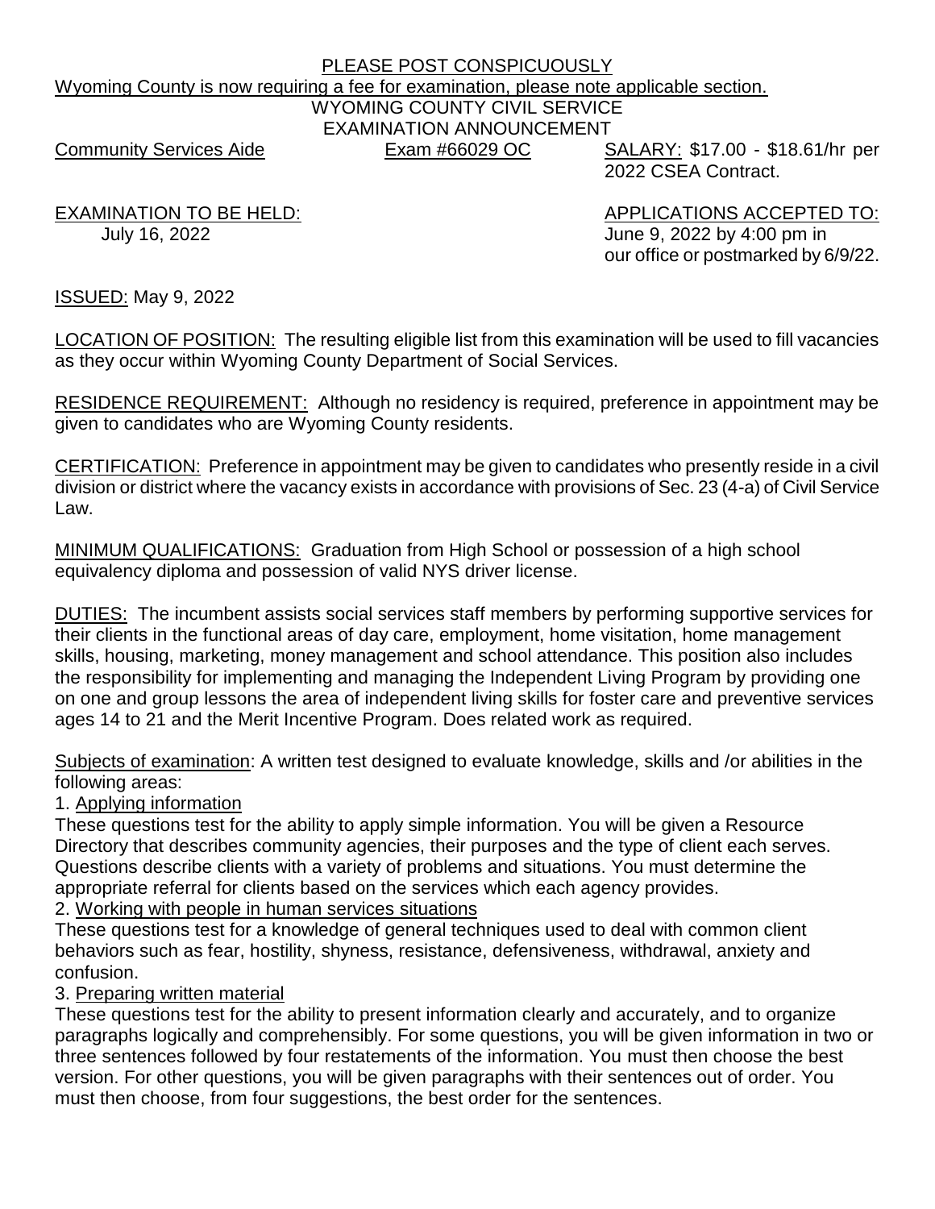PLEASE POST CONSPICUOUSLY

Wyoming County is now requiring a fee for examination, please note applicable section.

# WYOMING COUNTY CIVIL SERVICE
# EXAMINATION ANNOUNCEMENT

Community Services Aide | Exam #66029 OC | SALARY: $17.00 - $18.61/hr per 2022 CSEA Contract.

EXAMINATION TO BE HELD:
July 16, 2022

APPLICATIONS ACCEPTED TO:
June 9, 2022 by 4:00 pm in our office or postmarked by 6/9/22.

ISSUED: May 9, 2022

LOCATION OF POSITION: The resulting eligible list from this examination will be used to fill vacancies as they occur within Wyoming County Department of Social Services.

RESIDENCE REQUIREMENT: Although no residency is required, preference in appointment may be given to candidates who are Wyoming County residents.

CERTIFICATION: Preference in appointment may be given to candidates who presently reside in a civil division or district where the vacancy exists in accordance with provisions of Sec. 23 (4-a) of Civil Service Law.

MINIMUM QUALIFICATIONS: Graduation from High School or possession of a high school equivalency diploma and possession of valid NYS driver license.

DUTIES: The incumbent assists social services staff members by performing supportive services for their clients in the functional areas of day care, employment, home visitation, home management skills, housing, marketing, money management and school attendance. This position also includes the responsibility for implementing and managing the Independent Living Program by providing one on one and group lessons the area of independent living skills for foster care and preventive services ages 14 to 21 and the Merit Incentive Program. Does related work as required.

Subjects of examination: A written test designed to evaluate knowledge, skills and /or abilities in the following areas:

1. Applying information

These questions test for the ability to apply simple information. You will be given a Resource Directory that describes community agencies, their purposes and the type of client each serves. Questions describe clients with a variety of problems and situations. You must determine the appropriate referral for clients based on the services which each agency provides.

2. Working with people in human services situations

These questions test for a knowledge of general techniques used to deal with common client behaviors such as fear, hostility, shyness, resistance, defensiveness, withdrawal, anxiety and confusion.

3. Preparing written material

These questions test for the ability to present information clearly and accurately, and to organize paragraphs logically and comprehensibly. For some questions, you will be given information in two or three sentences followed by four restatements of the information. You must then choose the best version. For other questions, you will be given paragraphs with their sentences out of order. You must then choose, from four suggestions, the best order for the sentences.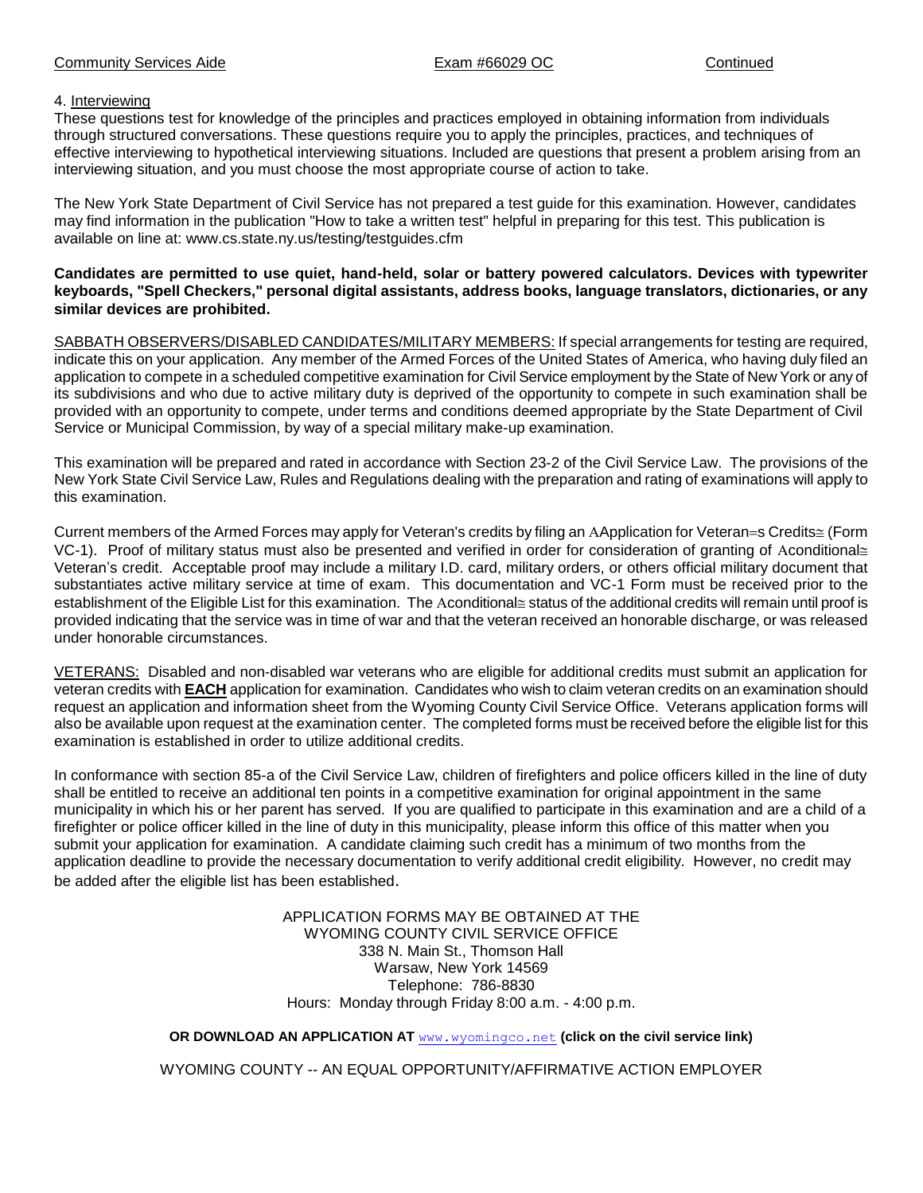4. Interviewing
These questions test for knowledge of the principles and practices employed in obtaining information from individuals through structured conversations. These questions require you to apply the principles, practices, and techniques of effective interviewing to hypothetical interviewing situations. Included are questions that present a problem arising from an interviewing situation, and you must choose the most appropriate course of action to take.

The New York State Department of Civil Service has not prepared a test guide for this examination. However, candidates may find information in the publication "How to take a written test" helpful in preparing for this test. This publication is available on line at: www.cs.state.ny.us/testing/testguides.cfm

**Candidates are permitted to use quiet, hand-held, solar or battery powered calculators. Devices with typewriter keyboards, "Spell Checkers," personal digital assistants, address books, language translators, dictionaries, or any similar devices are prohibited.**

SABBATH OBSERVERS/DISABLED CANDIDATES/MILITARY MEMBERS: If special arrangements for testing are required, indicate this on your application. Any member of the Armed Forces of the United States of America, who having duly filed an application to compete in a scheduled competitive examination for Civil Service employment by the State of New York or any of its subdivisions and who due to active military duty is deprived of the opportunity to compete in such examination shall be provided with an opportunity to compete, under terms and conditions deemed appropriate by the State Department of Civil Service or Municipal Commission, by way of a special military make-up examination.

This examination will be prepared and rated in accordance with Section 23-2 of the Civil Service Law. The provisions of the New York State Civil Service Law, Rules and Regulations dealing with the preparation and rating of examinations will apply to this examination.

Current members of the Armed Forces may apply for Veteran's credits by filing an AApplication for Veteran=s Credits≅ (Form VC-1). Proof of military status must also be presented and verified in order for consideration of granting of Aconditional≅ Veteran's credit. Acceptable proof may include a military I.D. card, military orders, or others official military document that substantiates active military service at time of exam. This documentation and VC-1 Form must be received prior to the establishment of the Eligible List for this examination. The Aconditional≅ status of the additional credits will remain until proof is provided indicating that the service was in time of war and that the veteran received an honorable discharge, or was released under honorable circumstances.

VETERANS: Disabled and non-disabled war veterans who are eligible for additional credits must submit an application for veteran credits with **EACH** application for examination. Candidates who wish to claim veteran credits on an examination should request an application and information sheet from the Wyoming County Civil Service Office. Veterans application forms will also be available upon request at the examination center. The completed forms must be received before the eligible list for this examination is established in order to utilize additional credits.

In conformance with section 85-a of the Civil Service Law, children of firefighters and police officers killed in the line of duty shall be entitled to receive an additional ten points in a competitive examination for original appointment in the same municipality in which his or her parent has served. If you are qualified to participate in this examination and are a child of a firefighter or police officer killed in the line of duty in this municipality, please inform this office of this matter when you submit your application for examination. A candidate claiming such credit has a minimum of two months from the application deadline to provide the necessary documentation to verify additional credit eligibility. However, no credit may be added after the eligible list has been established.

APPLICATION FORMS MAY BE OBTAINED AT THE
WYOMING COUNTY CIVIL SERVICE OFFICE
338 N. Main St., Thomson Hall
Warsaw, New York 14569
Telephone: 786-8830
Hours: Monday through Friday 8:00 a.m. - 4:00 p.m.

**OR DOWNLOAD AN APPLICATION AT** www.wyomingco.net **(click on the civil service link)**

WYOMING COUNTY -- AN EQUAL OPPORTUNITY/AFFIRMATIVE ACTION EMPLOYER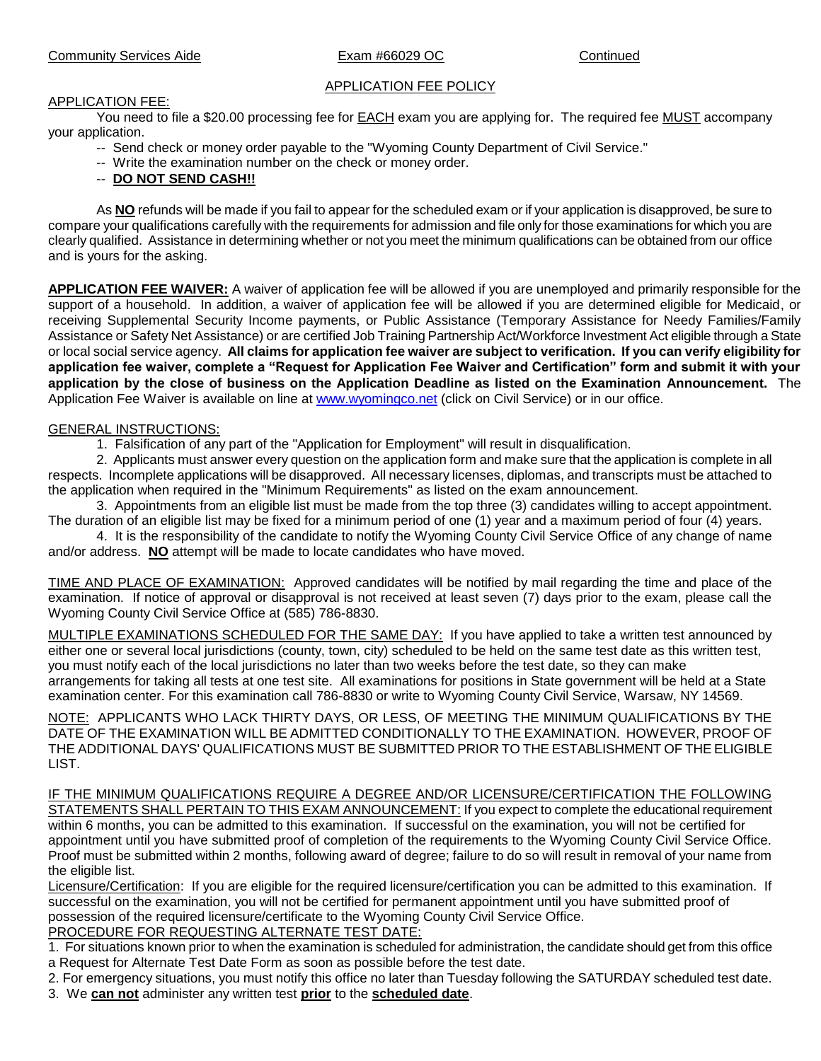Community Services Aide Exam #66029 OC Continued

## APPLICATION FEE POLICY

APPLICATION FEE:

You need to file a $20.00 processing fee for EACH exam you are applying for. The required fee MUST accompany your application.

- -- Send check or money order payable to the "Wyoming County Department of Civil Service."
- -- Write the examination number on the check or money order.
- -- **DO NOT SEND CASH!!**

As **NO** refunds will be made if you fail to appear for the scheduled exam or if your application is disapproved, be sure to compare your qualifications carefully with the requirements for admission and file only for those examinations for which you are clearly qualified. Assistance in determining whether or not you meet the minimum qualifications can be obtained from our office and is yours for the asking.

**APPLICATION FEE WAIVER:** A waiver of application fee will be allowed if you are unemployed and primarily responsible for the support of a household. In addition, a waiver of application fee will be allowed if you are determined eligible for Medicaid, or receiving Supplemental Security Income payments, or Public Assistance (Temporary Assistance for Needy Families/Family Assistance or Safety Net Assistance) or are certified Job Training Partnership Act/Workforce Investment Act eligible through a State or local social service agency. **All claims for application fee waiver are subject to verification. If you can verify eligibility for application fee waiver, complete a "Request for Application Fee Waiver and Certification" form and submit it with your application by the close of business on the Application Deadline as listed on the Examination Announcement.** The Application Fee Waiver is available on line at www.wyomingco.net (click on Civil Service) or in our office.

GENERAL INSTRUCTIONS:

1. Falsification of any part of the "Application for Employment" will result in disqualification.
2. Applicants must answer every question on the application form and make sure that the application is complete in all respects. Incomplete applications will be disapproved. All necessary licenses, diplomas, and transcripts must be attached to the application when required in the "Minimum Requirements" as listed on the exam announcement.
3. Appointments from an eligible list must be made from the top three (3) candidates willing to accept appointment. The duration of an eligible list may be fixed for a minimum period of one (1) year and a maximum period of four (4) years.
4. It is the responsibility of the candidate to notify the Wyoming County Civil Service Office of any change of name and/or address. **NO** attempt will be made to locate candidates who have moved.

TIME AND PLACE OF EXAMINATION: Approved candidates will be notified by mail regarding the time and place of the examination. If notice of approval or disapproval is not received at least seven (7) days prior to the exam, please call the Wyoming County Civil Service Office at (585) 786-8830.

MULTIPLE EXAMINATIONS SCHEDULED FOR THE SAME DAY: If you have applied to take a written test announced by either one or several local jurisdictions (county, town, city) scheduled to be held on the same test date as this written test, you must notify each of the local jurisdictions no later than two weeks before the test date, so they can make arrangements for taking all tests at one test site. All examinations for positions in State government will be held at a State examination center. For this examination call 786-8830 or write to Wyoming County Civil Service, Warsaw, NY 14569.

NOTE: APPLICANTS WHO LACK THIRTY DAYS, OR LESS, OF MEETING THE MINIMUM QUALIFICATIONS BY THE DATE OF THE EXAMINATION WILL BE ADMITTED CONDITIONALLY TO THE EXAMINATION. HOWEVER, PROOF OF THE ADDITIONAL DAYS' QUALIFICATIONS MUST BE SUBMITTED PRIOR TO THE ESTABLISHMENT OF THE ELIGIBLE LIST.

IF THE MINIMUM QUALIFICATIONS REQUIRE A DEGREE AND/OR LICENSURE/CERTIFICATION THE FOLLOWING STATEMENTS SHALL PERTAIN TO THIS EXAM ANNOUNCEMENT: If you expect to complete the educational requirement within 6 months, you can be admitted to this examination. If successful on the examination, you will not be certified for appointment until you have submitted proof of completion of the requirements to the Wyoming County Civil Service Office. Proof must be submitted within 2 months, following award of degree; failure to do so will result in removal of your name from the eligible list.

Licensure/Certification: If you are eligible for the required licensure/certification you can be admitted to this examination. If successful on the examination, you will not be certified for permanent appointment until you have submitted proof of possession of the required licensure/certificate to the Wyoming County Civil Service Office.

PROCEDURE FOR REQUESTING ALTERNATE TEST DATE:

1. For situations known prior to when the examination is scheduled for administration, the candidate should get from this office a Request for Alternate Test Date Form as soon as possible before the test date.
2. For emergency situations, you must notify this office no later than Tuesday following the SATURDAY scheduled test date.
3. We **can not** administer any written test **prior** to the **scheduled date**.